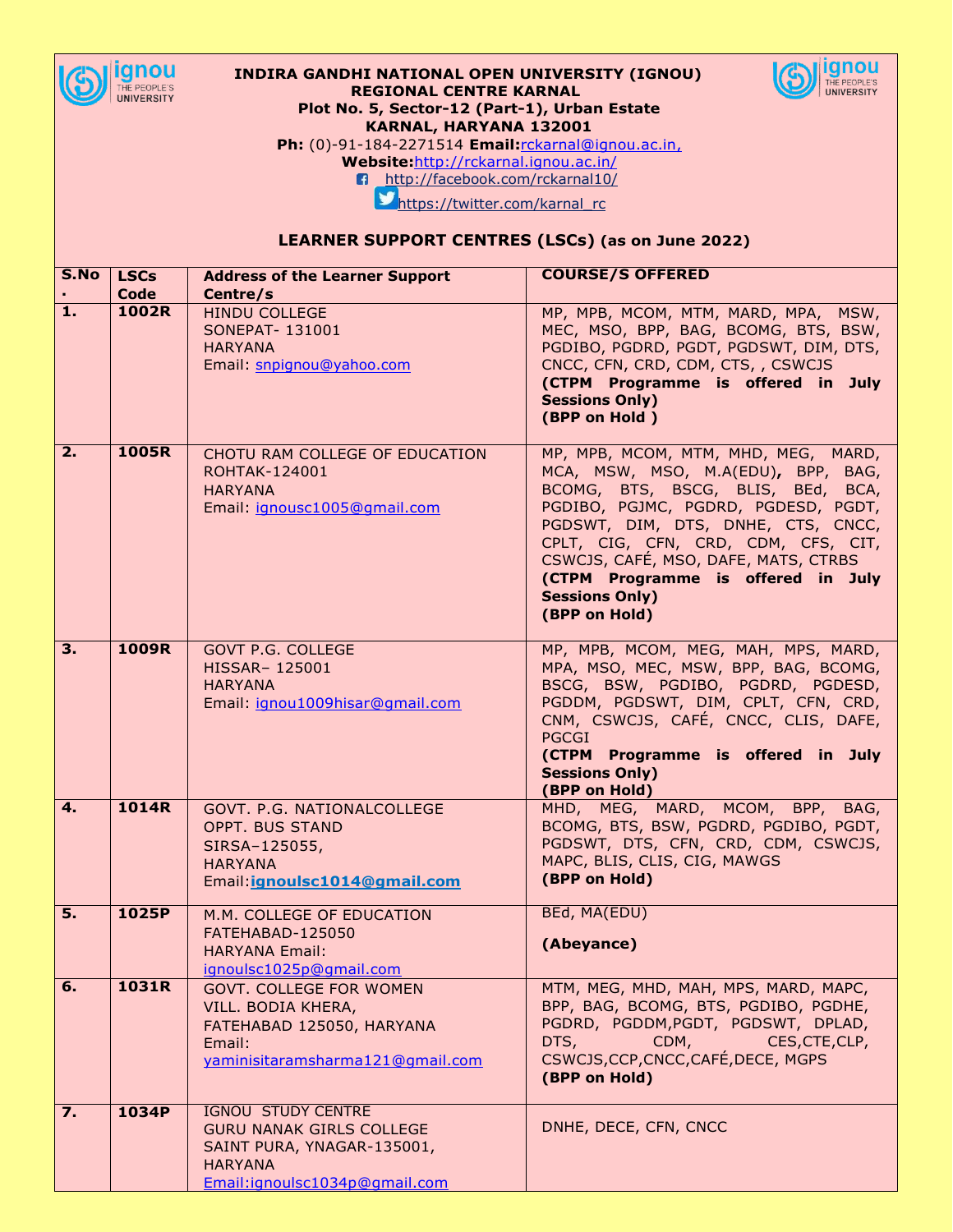**INDIRA GANDHI NATIONAL OPEN UNIVERSITY (IGNOU)**
**REGIONAL CENTRE KARNAL**
**Plot No. 5, Sector-12 (Part-1), Urban Estate**
**KARNAL, HARYANA 132001**
**Ph:** (0)-91-184-2271514 **Email:**rckarnal@ignou.ac.in,
**Website:**http://rckarnal.ignou.ac.in/
http://facebook.com/rckarnal10/
https://twitter.com/karnal_rc

## LEARNER SUPPORT CENTRES (LSCs) (as on June 2022)

| S.No. | LSCs Code | Address of the Learner Support Centre/s | COURSE/S OFFERED |
|---|---|---|---|
| **1.** | **1002R** | HINDU COLLEGE<br>SONEPAT- 131001<br>HARYANA<br>Email: snpignou@yahoo.com | MP, MPB, MCOM, MTM, MARD, MPA, MSW, MEC, MSO, BPP, BAG, BCOMG, BTS, BSW, PGDIBO, PGDRD, PGDT, PGDSWT, DIM, DTS, CNCC, CFN, CRD, CDM, CTS, , CSWCJS<br>**(CTPM Programme is offered in July Sessions Only)**<br>**(BPP on Hold )** |
| **2.** | **1005R** | CHOTU RAM COLLEGE OF EDUCATION<br>ROHTAK-124001<br>HARYANA<br>Email: ignousc1005@gmail.com | MP, MPB, MCOM, MTM, MHD, MEG, MARD, MCA, MSW, MSO, M.A(EDU), BPP, BAG, BCOMG, BTS, BSCG, BLIS, BEd, BCA, PGDIBO, PGJMC, PGDRD, PGDESD, PGDT, PGDSWT, DIM, DTS, DNHE, CTS, CNCC, CPLT, CIG, CFN, CRD, CDM, CFS, CIT, CSWCJS, CAFÉ, MSO, DAFE, MATS, CTRBS<br>**(CTPM Programme is offered in July Sessions Only)**<br>**(BPP on Hold)** |
| **3.** | **1009R** | GOVT P.G. COLLEGE<br>HISSAR– 125001<br>HARYANA<br>Email: ignou1009hisar@gmail.com | MP, MPB, MCOM, MEG, MAH, MPS, MARD, MPA, MSO, MEC, MSW, BPP, BAG, BCOMG, BSCG, BSW, PGDIBO, PGDRD, PGDESD, PGDDM, PGDSWT, DIM, CPLT, CFN, CRD, CNM, CSWCJS, CAFÉ, CNCC, CLIS, DAFE, PGCGI<br>**(CTPM Programme is offered in July Sessions Only)**<br>**(BPP on Hold)** |
| **4.** | **1014R** | GOVT. P.G. NATIONALCOLLEGE<br>OPPT. BUS STAND<br>SIRSA–125055,<br>HARYANA<br>Email:**ignoulsc1014@gmail.com** | MHD, MEG, MARD, MCOM, BPP, BAG, BCOMG, BTS, BSW, PGDRD, PGDIBO, PGDT, PGDSWT, DTS, CFN, CRD, CDM, CSWCJS, MAPC, BLIS, CLIS, CIG, MAWGS<br>**(BPP on Hold)** |
| **5.** | **1025P** | M.M. COLLEGE OF EDUCATION<br>FATEHABAD-125050<br>HARYANA Email: ignoulsc1025p@gmail.com | BEd, MA(EDU)<br>**(Abeyance)** |
| **6.** | **1031R** | GOVT. COLLEGE FOR WOMEN<br>VILL. BODIA KHERA,<br>FATEHABAD 125050, HARYANA<br>Email: yaminisitaramsharma121@gmail.com | MTM, MEG, MHD, MAH, MPS, MARD, MAPC, BPP, BAG, BCOMG, BTS, PGDIBO, PGDHE, PGDRD, PGDDM,PGDT, PGDSWT, DPLAD, DTS, CDM, CES,CTE,CLP, CSWCJS,CCP,CNCC,CAFÉ,DECE, MGPS<br>**(BPP on Hold)** |
| **7.** | **1034P** | IGNOU STUDY CENTRE<br>GURU NANAK GIRLS COLLEGE<br>SAINT PURA, YNAGAR-135001,<br>HARYANA<br>Email:ignoulsc1034p@gmail.com | DNHE, DECE, CFN, CNCC |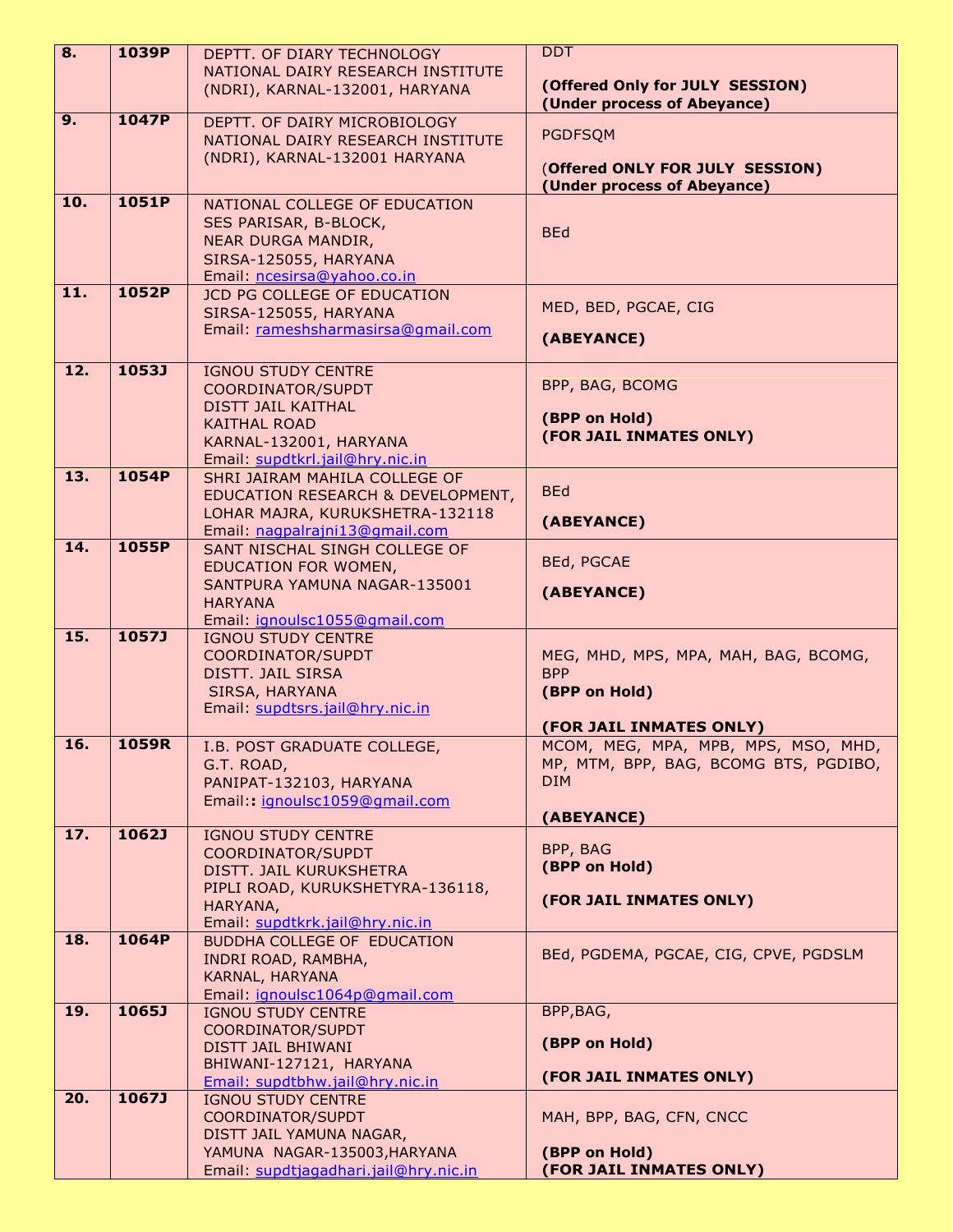| 8. | 1039P | DEPTT. OF DIARY TECHNOLOGY<br>NATIONAL DAIRY RESEARCH INSTITUTE (NDRI), KARNAL-132001, HARYANA | DDT<br><br>**(Offered Only for JULY SESSION)**<br>**(Under process of Abeyance)** |
|---|---|---|---|
| 9. | 1047P | DEPTT. OF DAIRY MICROBIOLOGY<br>NATIONAL DAIRY RESEARCH INSTITUTE (NDRI), KARNAL-132001 HARYANA | PGDFSQM<br><br>(**Offered ONLY FOR JULY SESSION)**<br>**(Under process of Abeyance)** |
| 10. | 1051P | NATIONAL COLLEGE OF EDUCATION<br>SES PARISAR, B-BLOCK,<br>NEAR DURGA MANDIR,<br>SIRSA-125055, HARYANA<br>Email: ncesirsa@yahoo.co.in | BEd |
| 11. | 1052P | JCD PG COLLEGE OF EDUCATION<br>SIRSA-125055, HARYANA<br>Email: rameshsharmasirsa@gmail.com | MED, BED, PGCAE, CIG<br><br>**(ABEYANCE)** |
| 12. | 1053J | IGNOU STUDY CENTRE<br>COORDINATOR/SUPDT<br>DISTT JAIL KAITHAL<br>KAITHAL ROAD<br>KARNAL-132001, HARYANA<br>Email: supdtkrl.jail@hry.nic.in | BPP, BAG, BCOMG<br><br>**(BPP on Hold)**<br>**(FOR JAIL INMATES ONLY)** |
| 13. | 1054P | SHRI JAIRAM MAHILA COLLEGE OF EDUCATION RESEARCH & DEVELOPMENT,<br>LOHAR MAJRA, KURUKSHETRA-132118<br>Email: nagpalrajni13@gmail.com | BEd<br><br>**(ABEYANCE)** |
| 14. | 1055P | SANT NISCHAL SINGH COLLEGE OF EDUCATION FOR WOMEN,<br>SANTPURA YAMUNA NAGAR-135001 HARYANA<br>Email: ignoulsc1055@gmail.com | BEd, PGCAE<br><br>**(ABEYANCE)** |
| 15. | 1057J | IGNOU STUDY CENTRE<br>COORDINATOR/SUPDT<br>DISTT. JAIL SIRSA<br>SIRSA, HARYANA<br>Email: supdtsrs.jail@hry.nic.in | MEG, MHD, MPS, MPA, MAH, BAG, BCOMG, BPP<br>**(BPP on Hold)**<br><br>**(FOR JAIL INMATES ONLY)** |
| 16. | 1059R | I.B. POST GRADUATE COLLEGE,<br>G.T. ROAD,<br>PANIPAT-132103, HARYANA<br>Email:**:** ignoulsc1059@gmail.com | MCOM, MEG, MPA, MPB, MPS, MSO, MHD, MP, MTM, BPP, BAG, BCOMG BTS, PGDIBO, DIM<br><br>**(ABEYANCE)** |
| 17. | 1062J | IGNOU STUDY CENTRE<br>COORDINATOR/SUPDT<br>DISTT. JAIL KURUKSHETRA<br>PIPLI ROAD, KURUKSHETYRA-136118, HARYANA,<br>Email: supdtkrk.jail@hry.nic.in | BPP, BAG<br>**(BPP on Hold)**<br><br>**(FOR JAIL INMATES ONLY)** |
| 18. | 1064P | BUDDHA COLLEGE OF EDUCATION<br>INDRI ROAD, RAMBHA,<br>KARNAL, HARYANA<br>Email: ignoulsc1064p@gmail.com | BEd, PGDEMA, PGCAE, CIG, CPVE, PGDSLM |
| 19. | 1065J | IGNOU STUDY CENTRE<br>COORDINATOR/SUPDT<br>DISTT JAIL BHIWANI<br>BHIWANI-127121, HARYANA<br>Email: supdtbhw.jail@hry.nic.in | BPP,BAG,<br><br>**(BPP on Hold)**<br><br>**(FOR JAIL INMATES ONLY)** |
| 20. | 1067J | IGNOU STUDY CENTRE<br>COORDINATOR/SUPDT<br>DISTT JAIL YAMUNA NAGAR,<br>YAMUNA NAGAR-135003,HARYANA<br>Email: supdtjagadhari.jail@hry.nic.in | MAH, BPP, BAG, CFN, CNCC<br><br>**(BPP on Hold)**<br>**(FOR JAIL INMATES ONLY)** |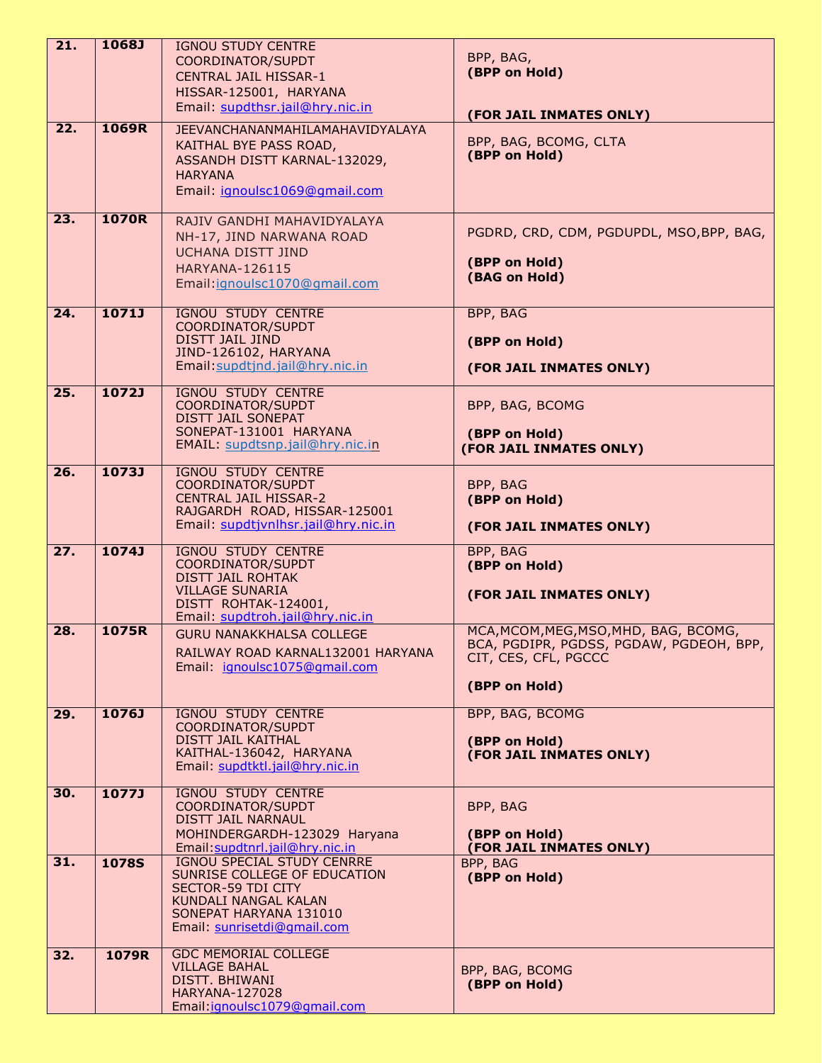| 21. | 1068J | IGNOU STUDY CENTRE<br>COORDINATOR/SUPDT<br>CENTRAL JAIL HISSAR-1<br>HISSAR-125001, HARYANA<br>Email: supdthsr.jail@hry.nic.in | BPP, BAG,<br>**(BPP on Hold)**<br><br>**(FOR JAIL INMATES ONLY)** |
|---|---|---|---|
| 22. | 1069R | JEEVANCHANANMAHILAMAHAVIDYALAYA<br>KAITHAL BYE PASS ROAD,<br>ASSANDH DISTT KARNAL-132029,<br>HARYANA<br>Email: ignoulsc1069@gmail.com | BPP, BAG, BCOMG, CLTA<br>**(BPP on Hold)** |
| 23. | 1070R | RAJIV GANDHI MAHAVIDYALAYA<br>NH-17, JIND NARWANA ROAD<br>UCHANA DISTT JIND<br>HARYANA-126115<br>Email:ignoulsc1070@gmail.com | PGDRD, CRD, CDM, PGDUPDL, MSO,BPP, BAG,<br><br>**(BPP on Hold)**<br>**(BAG on Hold)** |
| 24. | 1071J | IGNOU STUDY CENTRE<br>COORDINATOR/SUPDT<br>DISTT JAIL JIND<br>JIND-126102, HARYANA<br>Email:supdtjnd.jail@hry.nic.in | BPP, BAG<br><br>**(BPP on Hold)**<br><br>**(FOR JAIL INMATES ONLY)** |
| 25. | 1072J | IGNOU STUDY CENTRE<br>COORDINATOR/SUPDT<br>DISTT JAIL SONEPAT<br>SONEPAT-131001 HARYANA<br>EMAIL: supdtsnp.jail@hry.nic.in | BPP, BAG, BCOMG<br><br>**(BPP on Hold)**<br>**(FOR JAIL INMATES ONLY)** |
| 26. | 1073J | IGNOU STUDY CENTRE<br>COORDINATOR/SUPDT<br>CENTRAL JAIL HISSAR-2<br>RAJGARDH ROAD, HISSAR-125001<br>Email: supdtjvnlhsr.jail@hry.nic.in | BPP, BAG<br>**(BPP on Hold)**<br><br>**(FOR JAIL INMATES ONLY)** |
| 27. | 1074J | IGNOU STUDY CENTRE<br>COORDINATOR/SUPDT<br>DISTT JAIL ROHTAK<br>VILLAGE SUNARIA<br>DISTT ROHTAK-124001,<br>Email: supdtroh.jail@hry.nic.in | BPP, BAG<br>**(BPP on Hold)**<br><br>**(FOR JAIL INMATES ONLY)** |
| 28. | 1075R | GURU NANAKKHALSA COLLEGE<br>RAILWAY ROAD KARNAL132001 HARYANA<br>Email: ignoulsc1075@gmail.com | MCA,MCOM,MEG,MSO,MHD, BAG, BCOMG, BCA, PGDIPR, PGDSS, PGDAW, PGDEOH, BPP, CIT, CES, CFL, PGCCC<br><br>**(BPP on Hold)** |
| 29. | 1076J | IGNOU STUDY CENTRE<br>COORDINATOR/SUPDT<br>DISTT JAIL KAITHAL<br>KAITHAL-136042, HARYANA<br>Email: supdtktl.jail@hry.nic.in | BPP, BAG, BCOMG<br><br>**(BPP on Hold)**<br>**(FOR JAIL INMATES ONLY)** |
| 30. | 1077J | IGNOU STUDY CENTRE<br>COORDINATOR/SUPDT<br>DISTT JAIL NARNAUL<br>MOHINDERGARDH-123029 Haryana<br>Email:supdtnrl.jail@hry.nic.in | BPP, BAG<br><br>**(BPP on Hold)**<br>**(FOR JAIL INMATES ONLY)** |
| 31. | 1078S | IGNOU SPECIAL STUDY CENRRE<br>SUNRISE COLLEGE OF EDUCATION<br>SECTOR-59 TDI CITY<br>KUNDALI NANGAL KALAN<br>SONEPAT HARYANA 131010<br>Email: sunrisetdi@gmail.com | BPP, BAG<br>**(BPP on Hold)** |
| 32. | 1079R | GDC MEMORIAL COLLEGE<br>VILLAGE BAHAL<br>DISTT. BHIWANI<br>HARYANA-127028<br>Email:ignoulsc1079@gmail.com | BPP, BAG, BCOMG<br>**(BPP on Hold)** |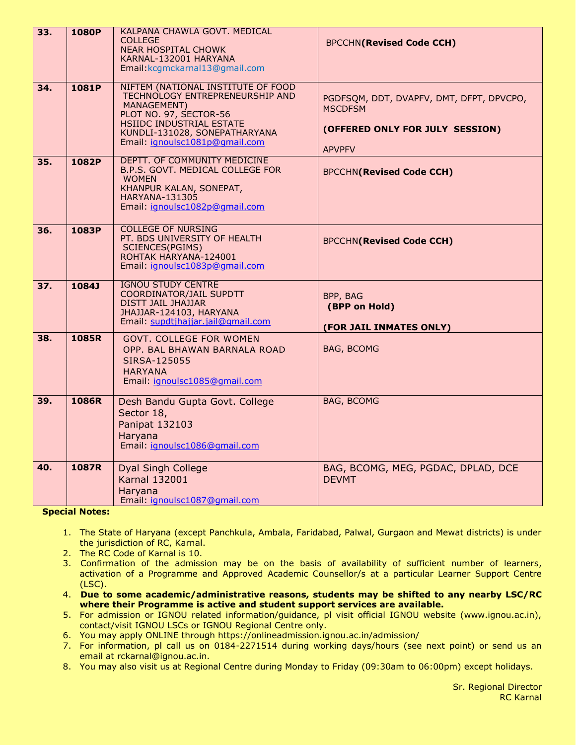| | | | |
|---|---|---|---|
| **33.** | **1080P** | KALPANA CHAWLA GOVT. MEDICAL COLLEGE<br>NEAR HOSPITAL CHOWK<br>KARNAL-132001 HARYANA<br>Email:kcgmckarnal13@gmail.com | BPCCHN**(Revised Code CCH)** |
| **34.** | **1081P** | NIFTEM (NATIONAL INSTITUTE OF FOOD TECHNOLOGY ENTREPRENEURSHIP AND MANAGEMENT)<br>PLOT NO. 97, SECTOR-56<br>HSIIDC INDUSTRIAL ESTATE<br>KUNDLI-131028, SONEPATHARYANA<br>Email: ignoulsc1081p@gmail.com | PGDFSQM, DDT, DVAPFV, DMT, DFPT, DPVCPO, MSCDFSM<br>**(OFFERED ONLY FOR JULY SESSION)**<br>APVPFV |
| **35.** | **1082P** | DEPTT. OF COMMUNITY MEDICINE<br>B.P.S. GOVT. MEDICAL COLLEGE FOR WOMEN<br>KHANPUR KALAN, SONEPAT, HARYANA-131305<br>Email: ignoulsc1082p@gmail.com | BPCCHN**(Revised Code CCH)** |
| **36.** | **1083P** | COLLEGE OF NURSING<br>PT. BDS UNIVERSITY OF HEALTH SCIENCES(PGIMS)<br>ROHTAK HARYANA-124001<br>Email: ignoulsc1083p@gmail.com | BPCCHN**(Revised Code CCH)** |
| **37.** | **1084J** | IGNOU STUDY CENTRE<br>COORDINATOR/JAIL SUPDTT<br>DISTT JAIL JHAJJAR<br>JHAJJAR-124103, HARYANA<br>Email: supdtjhajjar.jail@gmail.com | BPP, BAG<br>**(BPP on Hold)**<br>**(FOR JAIL INMATES ONLY)** |
| **38.** | **1085R** | GOVT. COLLEGE FOR WOMEN<br>OPP. BAL BHAWAN BARNALA ROAD<br>SIRSA-125055<br>HARYANA<br>Email: ignoulsc1085@gmail.com | BAG, BCOMG |
| **39.** | **1086R** | Desh Bandu Gupta Govt. College<br>Sector 18,<br>Panipat 132103<br>Haryana<br>Email: ignoulsc1086@gmail.com | BAG, BCOMG |
| **40.** | **1087R** | Dyal Singh College<br>Karnal 132001<br>Haryana<br>Email: ignoulsc1087@gmail.com | BAG, BCOMG, MEG, PGDAC, DPLAD, DCE DEVMT |

**Special Notes:**

1. The State of Haryana (except Panchkula, Ambala, Faridabad, Palwal, Gurgaon and Mewat districts) is under the jurisdiction of RC, Karnal.
2. The RC Code of Karnal is 10.
3. Confirmation of the admission may be on the basis of availability of sufficient number of learners, activation of a Programme and Approved Academic Counsellor/s at a particular Learner Support Centre (LSC).
4. **Due to some academic/administrative reasons, students may be shifted to any nearby LSC/RC where their Programme is active and student support services are available.**
5. For admission or IGNOU related information/guidance, pl visit official IGNOU website (www.ignou.ac.in), contact/visit IGNOU LSCs or IGNOU Regional Centre only.
6. You may apply ONLINE through https://onlineadmission.ignou.ac.in/admission/
7. For information, pl call us on 0184-2271514 during working days/hours (see next point) or send us an email at rckarnal@ignou.ac.in.
8. You may also visit us at Regional Centre during Monday to Friday (09:30am to 06:00pm) except holidays.

Sr. Regional Director
RC Karnal